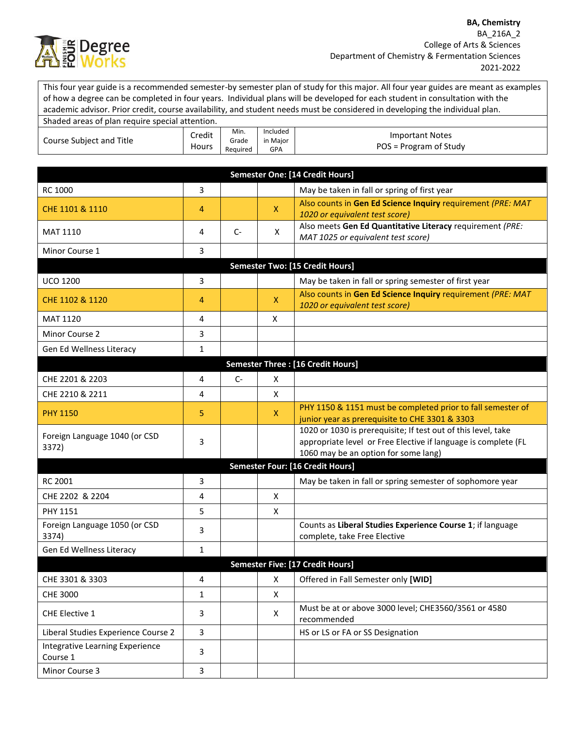**BA, Chemistry**
BA_216A_2
College of Arts & Sciences
Department of Chemistry & Fermentation Sciences
2021-2022

This four year guide is a recommended semester-by semester plan of study for this major. All four year guides are meant as examples of how a degree can be completed in four years. Individual plans will be developed for each student in consultation with the academic advisor. Prior credit, course availability, and student needs must be considered in developing the individual plan.

Shaded areas of plan require special attention.

| Course Subject and Title | Credit Hours | Min. Grade Required | Included in Major GPA | Important Notes POS = Program of Study |
|---|---|---|---|---|
| **Semester One: [14 Credit Hours]** | | | | |
| RC 1000 | 3 | | | May be taken in fall or spring of first year |
| CHE 1101 & 1110 | 4 | | X | Also counts in **Gen Ed Science Inquiry** requirement *(PRE: MAT 1020 or equivalent test score)* |
| MAT 1110 | 4 | C- | X | Also meets **Gen Ed Quantitative Literacy** requirement *(PRE: MAT 1025 or equivalent test score)* |
| Minor Course 1 | 3 | | | |
| **Semester Two: [15 Credit Hours]** | | | | |
| UCO 1200 | 3 | | | May be taken in fall or spring semester of first year |
| CHE 1102 & 1120 | 4 | | X | Also counts in **Gen Ed Science Inquiry** requirement *(PRE: MAT 1020 or equivalent test score)* |
| MAT 1120 | 4 | | X | |
| Minor Course 2 | 3 | | | |
| Gen Ed Wellness Literacy | 1 | | | |
| **Semester Three : [16 Credit Hours]** | | | | |
| CHE 2201 & 2203 | 4 | C- | X | |
| CHE 2210 & 2211 | 4 | | X | |
| PHY 1150 | 5 | | X | PHY 1150 & 1151 must be completed prior to fall semester of junior year as prerequisite to CHE 3301 & 3303 |
| Foreign Language 1040 (or CSD 3372) | 3 | | | 1020 or 1030 is prerequisite; If test out of this level, take appropriate level or Free Elective if language is complete (FL 1060 may be an option for some lang) |
| **Semester Four: [16 Credit Hours]** | | | | |
| RC 2001 | 3 | | | May be taken in fall or spring semester of sophomore year |
| CHE 2202 & 2204 | 4 | | X | |
| PHY 1151 | 5 | | X | |
| Foreign Language 1050 (or CSD 3374) | 3 | | | Counts as **Liberal Studies Experience Course 1**; if language complete, take Free Elective |
| Gen Ed Wellness Literacy | 1 | | | |
| **Semester Five: [17 Credit Hours]** | | | | |
| CHE 3301 & 3303 | 4 | | X | Offered in Fall Semester only **[WID]** |
| CHE 3000 | 1 | | X | |
| CHE Elective 1 | 3 | | X | Must be at or above 3000 level; CHE3560/3561 or 4580 recommended |
| Liberal Studies Experience Course 2 | 3 | | | HS or LS or FA or SS Designation |
| Integrative Learning Experience Course 1 | 3 | | | |
| Minor Course 3 | 3 | | | |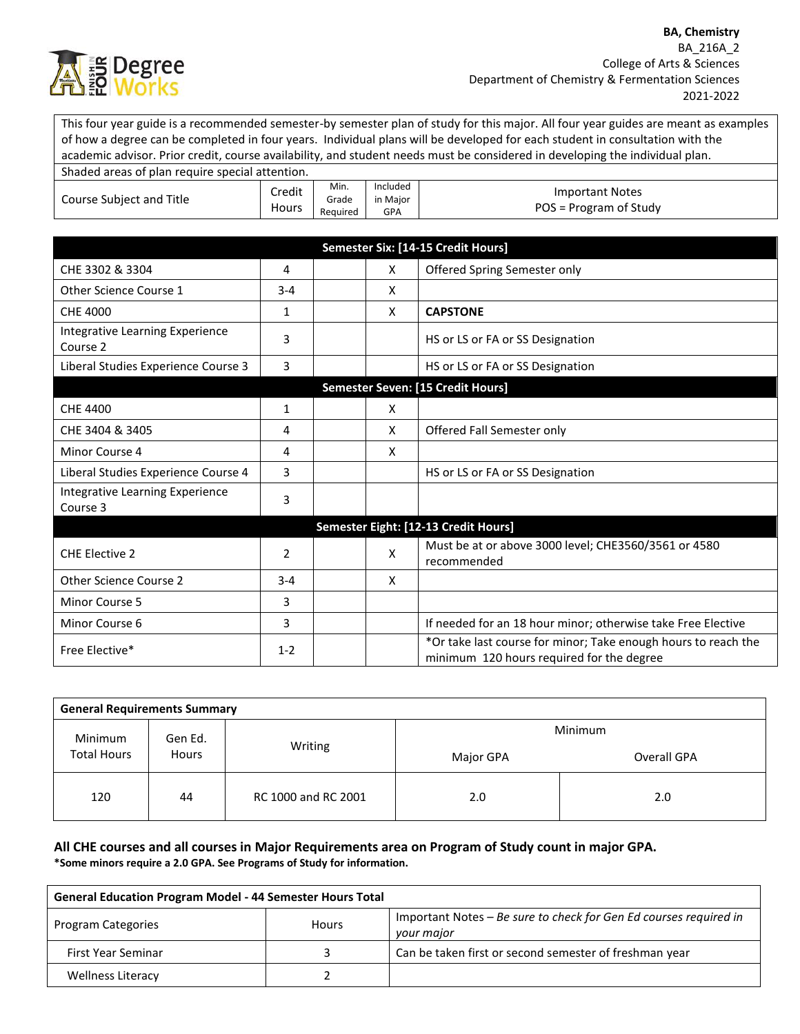**BA, Chemistry**
BA_216A_2
College of Arts & Sciences
Department of Chemistry & Fermentation Sciences
2021-2022

This four year guide is a recommended semester-by semester plan of study for this major. All four year guides are meant as examples of how a degree can be completed in four years. Individual plans will be developed for each student in consultation with the academic advisor. Prior credit, course availability, and student needs must be considered in developing the individual plan.

Shaded areas of plan require special attention.

| Course Subject and Title | Credit Hours | Min. Grade Required | Included in Major GPA | Important Notes POS = Program of Study |
|---|---|---|---|---|
| **Semester Six: [14-15 Credit Hours]** | | | | |
| CHE 3302 & 3304 | 4 | | X | Offered Spring Semester only |
| Other Science Course 1 | 3-4 | | X | |
| CHE 4000 | 1 | | X | **CAPSTONE** |
| Integrative Learning Experience Course 2 | 3 | | | HS or LS or FA or SS Designation |
| Liberal Studies Experience Course 3 | 3 | | | HS or LS or FA or SS Designation |
| **Semester Seven: [15 Credit Hours]** | | | | |
| CHE 4400 | 1 | | X | |
| CHE 3404 & 3405 | 4 | | X | Offered Fall Semester only |
| Minor Course 4 | 4 | | X | |
| Liberal Studies Experience Course 4 | 3 | | | HS or LS or FA or SS Designation |
| Integrative Learning Experience Course 3 | 3 | | | |
| **Semester Eight: [12-13 Credit Hours]** | | | | |
| CHE Elective 2 | 2 | | X | Must be at or above 3000 level; CHE3560/3561 or 4580 recommended |
| Other Science Course 2 | 3-4 | | X | |
| Minor Course 5 | 3 | | | |
| Minor Course 6 | 3 | | | If needed for an 18 hour minor; otherwise take Free Elective |
| Free Elective* | 1-2 | | | *Or take last course for minor; Take enough hours to reach the minimum 120 hours required for the degree |

| General Requirements Summary | | | | |
|---|---|---|---|---|
| Minimum Total Hours | Gen Ed. Hours | Writing | Minimum Major GPA | Minimum Overall GPA |
| 120 | 44 | RC 1000 and RC 2001 | 2.0 | 2.0 |

**All CHE courses and all courses in Major Requirements area on Program of Study count in major GPA.**
**\*Some minors require a 2.0 GPA. See Programs of Study for information.**

| General Education Program Model - 44 Semester Hours Total | | |
|---|---|---|
| Program Categories | Hours | Important Notes – *Be sure to check for Gen Ed courses required in your major* |
| First Year Seminar | 3 | Can be taken first or second semester of freshman year |
| Wellness Literacy | 2 | |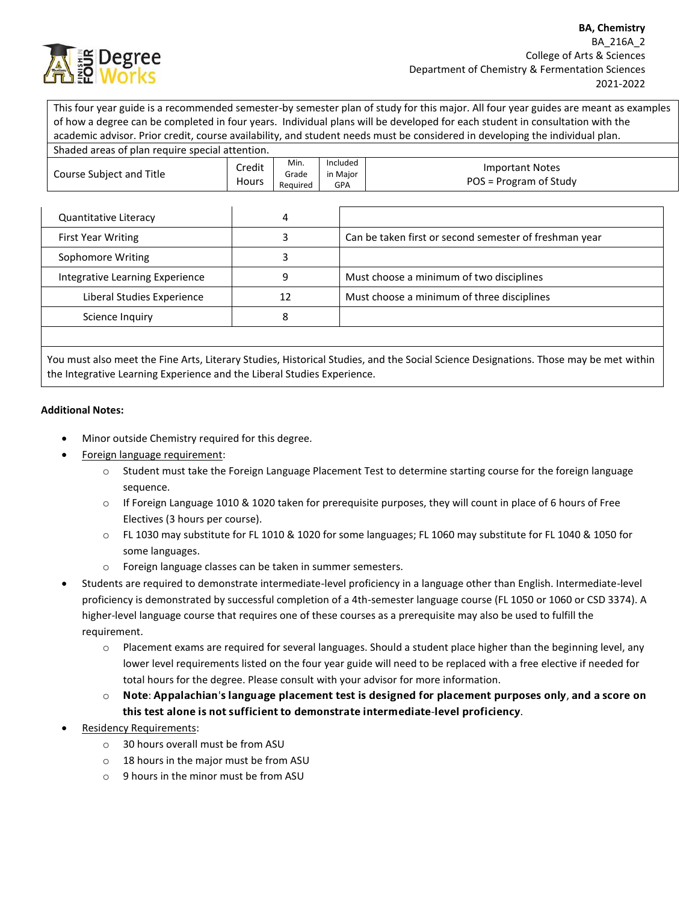**BA, Chemistry**
BA_216A_2
College of Arts & Sciences
Department of Chemistry & Fermentation Sciences
2021-2022

| This four year guide is a recommended semester-by semester plan of study for this major. All four year guides are meant as examples of how a degree can be completed in four years. Individual plans will be developed for each student in consultation with the academic advisor. Prior credit, course availability, and student needs must be considered in developing the individual plan. | | | | |
|---|---|---|---|---|
| Shaded areas of plan require special attention. | | | | |
| Course Subject and Title | Credit Hours | Min. Grade Required | Included in Major GPA | Important Notes POS = Program of Study |

| | | |
|---|---|---|
| Quantitative Literacy | 4 | |
| First Year Writing | 3 | Can be taken first or second semester of freshman year |
| Sophomore Writing | 3 | |
| Integrative Learning Experience | 9 | Must choose a minimum of two disciplines |
| Liberal Studies Experience | 12 | Must choose a minimum of three disciplines |
| Science Inquiry | 8 | |
| | | |
| You must also meet the Fine Arts, Literary Studies, Historical Studies, and the Social Science Designations. Those may be met within the Integrative Learning Experience and the Liberal Studies Experience. | | |

**Additional Notes:**

- Minor outside Chemistry required for this degree.
- Foreign language requirement:
    - Student must take the Foreign Language Placement Test to determine starting course for the foreign language sequence.
    - If Foreign Language 1010 & 1020 taken for prerequisite purposes, they will count in place of 6 hours of Free Electives (3 hours per course).
    - FL 1030 may substitute for FL 1010 & 1020 for some languages; FL 1060 may substitute for FL 1040 & 1050 for some languages.
    - Foreign language classes can be taken in summer semesters.
- Students are required to demonstrate intermediate-level proficiency in a language other than English. Intermediate-level proficiency is demonstrated by successful completion of a 4th-semester language course (FL 1050 or 1060 or CSD 3374). A higher-level language course that requires one of these courses as a prerequisite may also be used to fulfill the requirement.
    - Placement exams are required for several languages. Should a student place higher than the beginning level, any lower level requirements listed on the four year guide will need to be replaced with a free elective if needed for total hours for the degree. Please consult with your advisor for more information.
    - **Note**: **Appalachian's language placement test is designed for placement purposes only**, **and a score on this test alone is not sufficient to demonstrate intermediate-level proficiency**.
- Residency Requirements:
    - 30 hours overall must be from ASU
    - 18 hours in the major must be from ASU
    - 9 hours in the minor must be from ASU